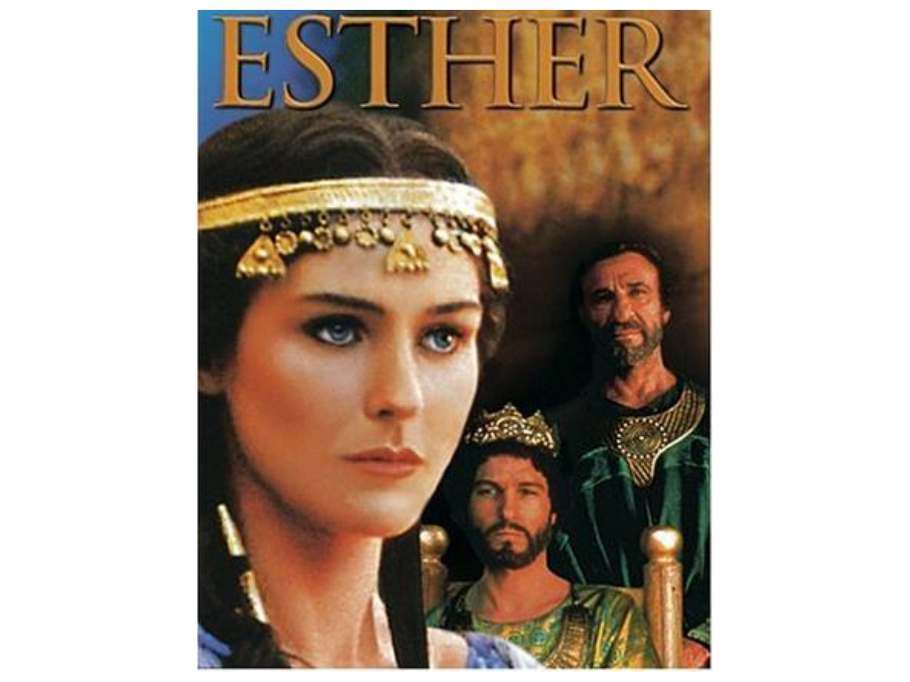# ESTHER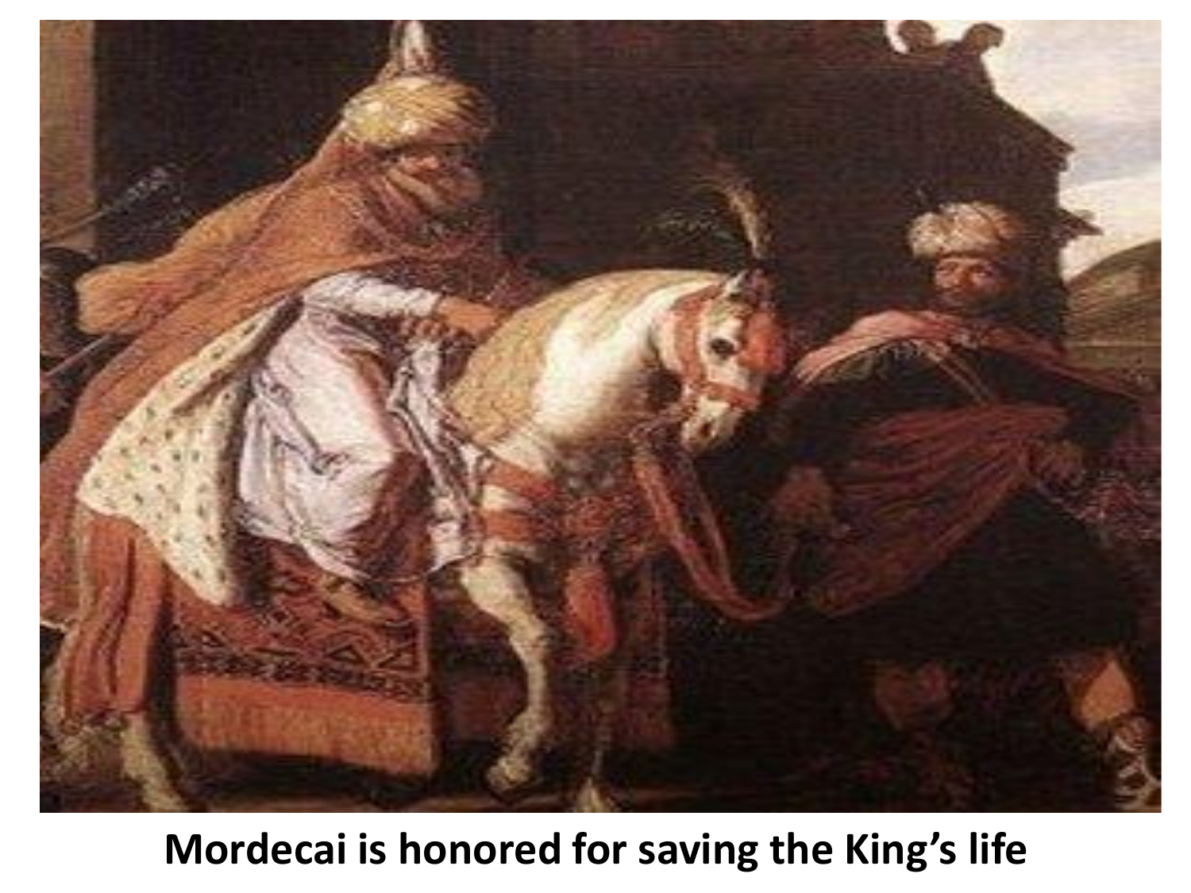**Mordecai is honored for saving the King's life**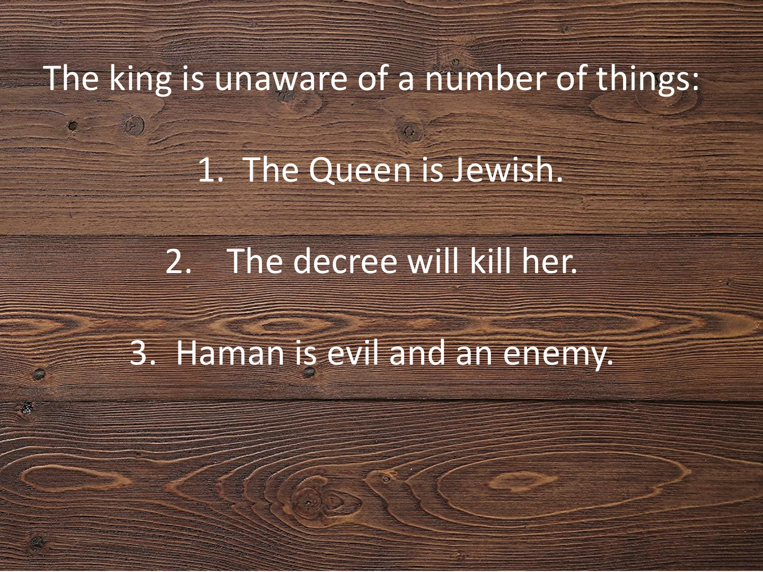The king is unaware of a number of things:

1. The Queen is Jewish.
2. The decree will kill her.
3. Haman is evil and an enemy.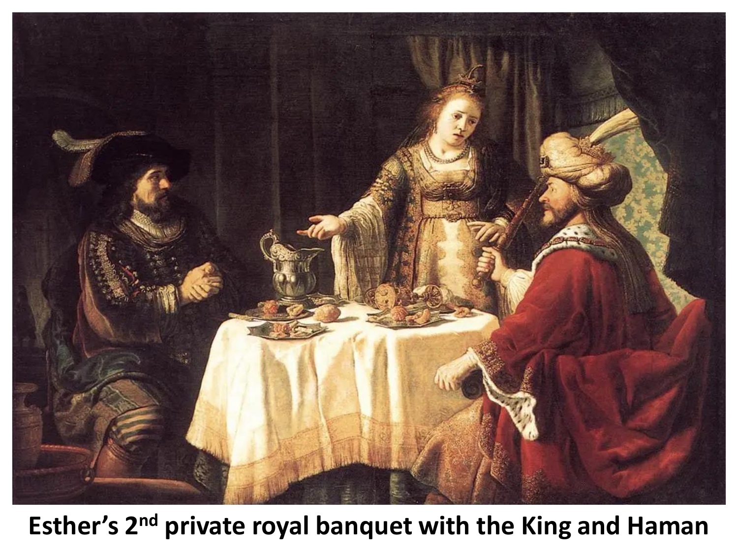**Esther's 2nd private royal banquet with the King and Haman**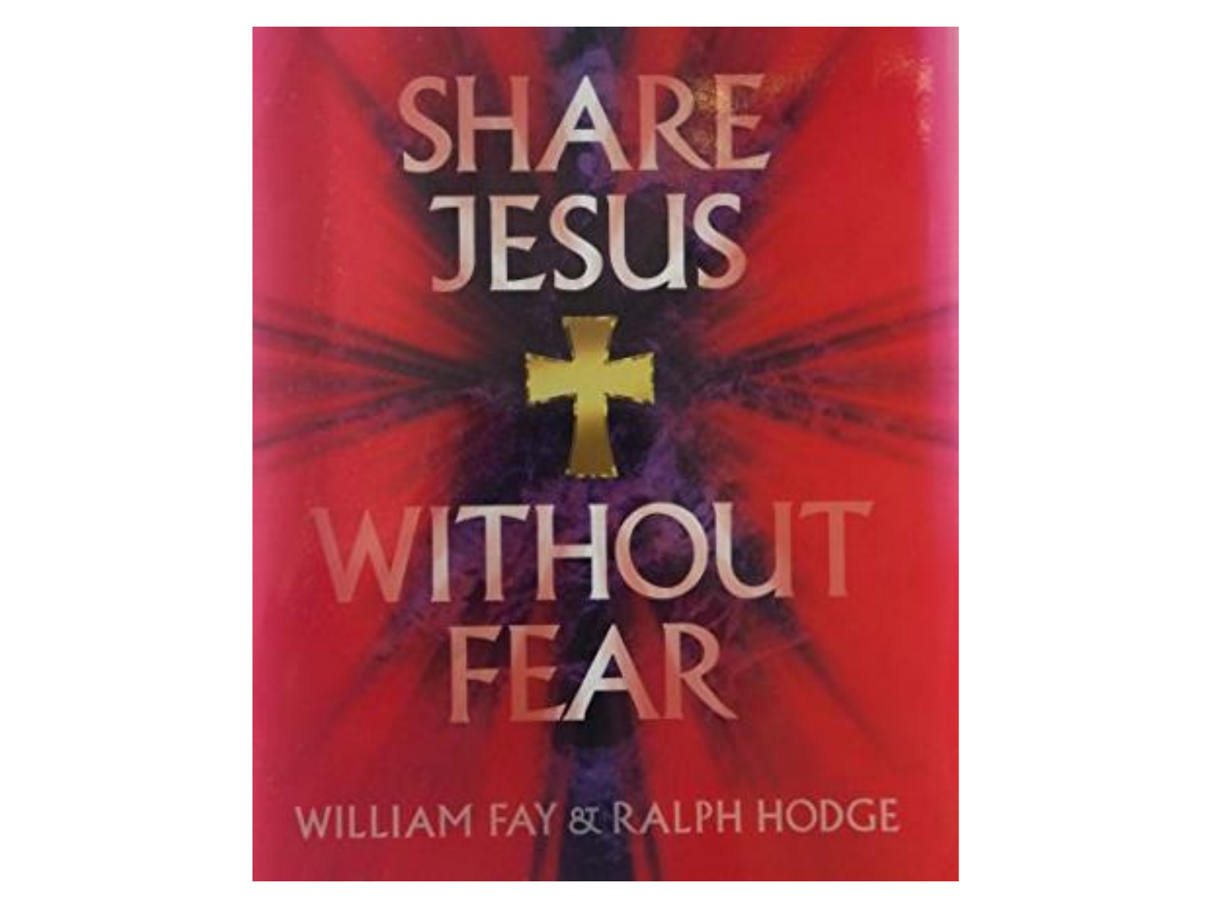# SHARE JESUS WITHOUT FEAR

WILLIAM FAY & RALPH HODGE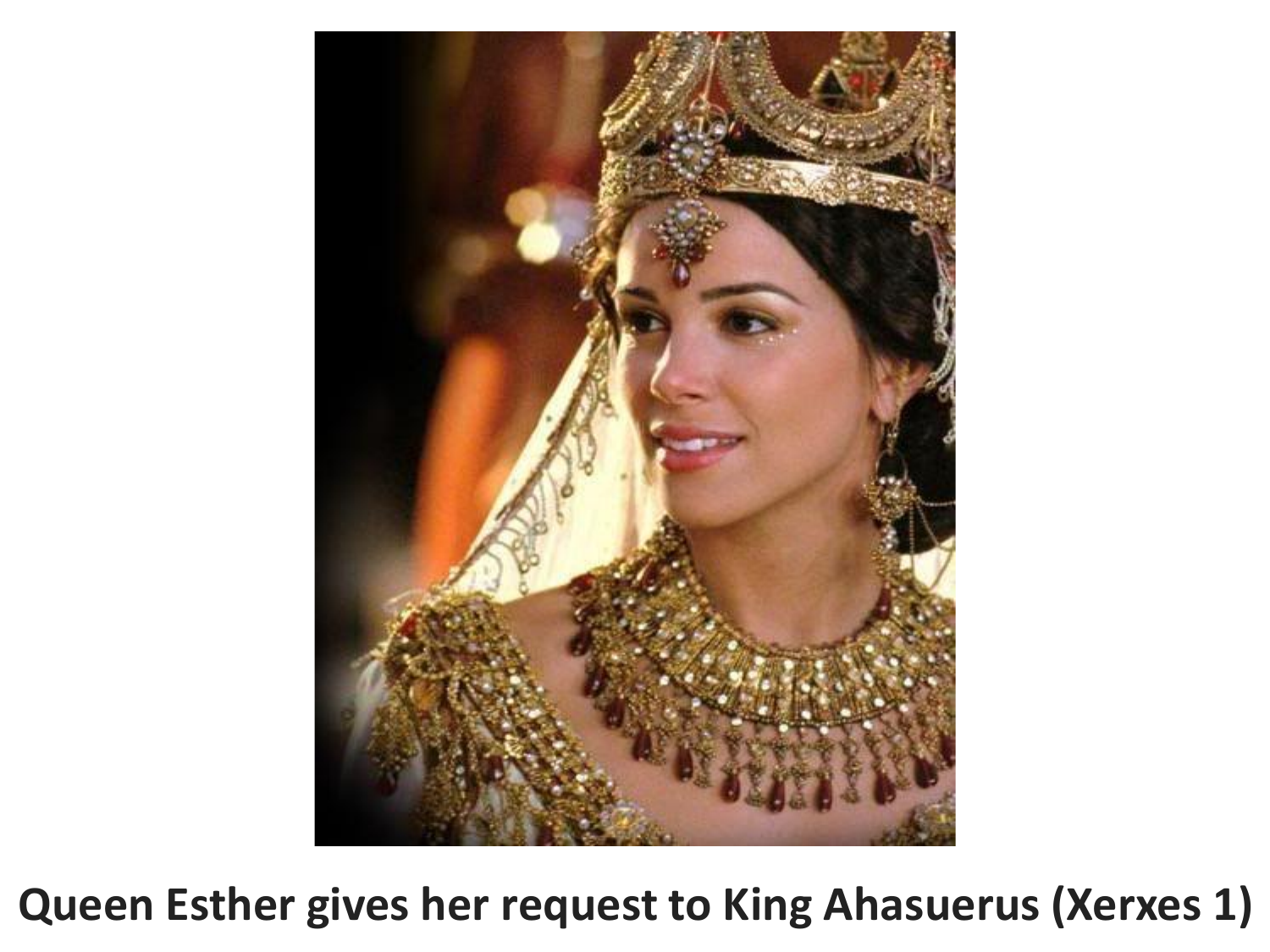**Queen Esther gives her request to King Ahasuerus (Xerxes 1)**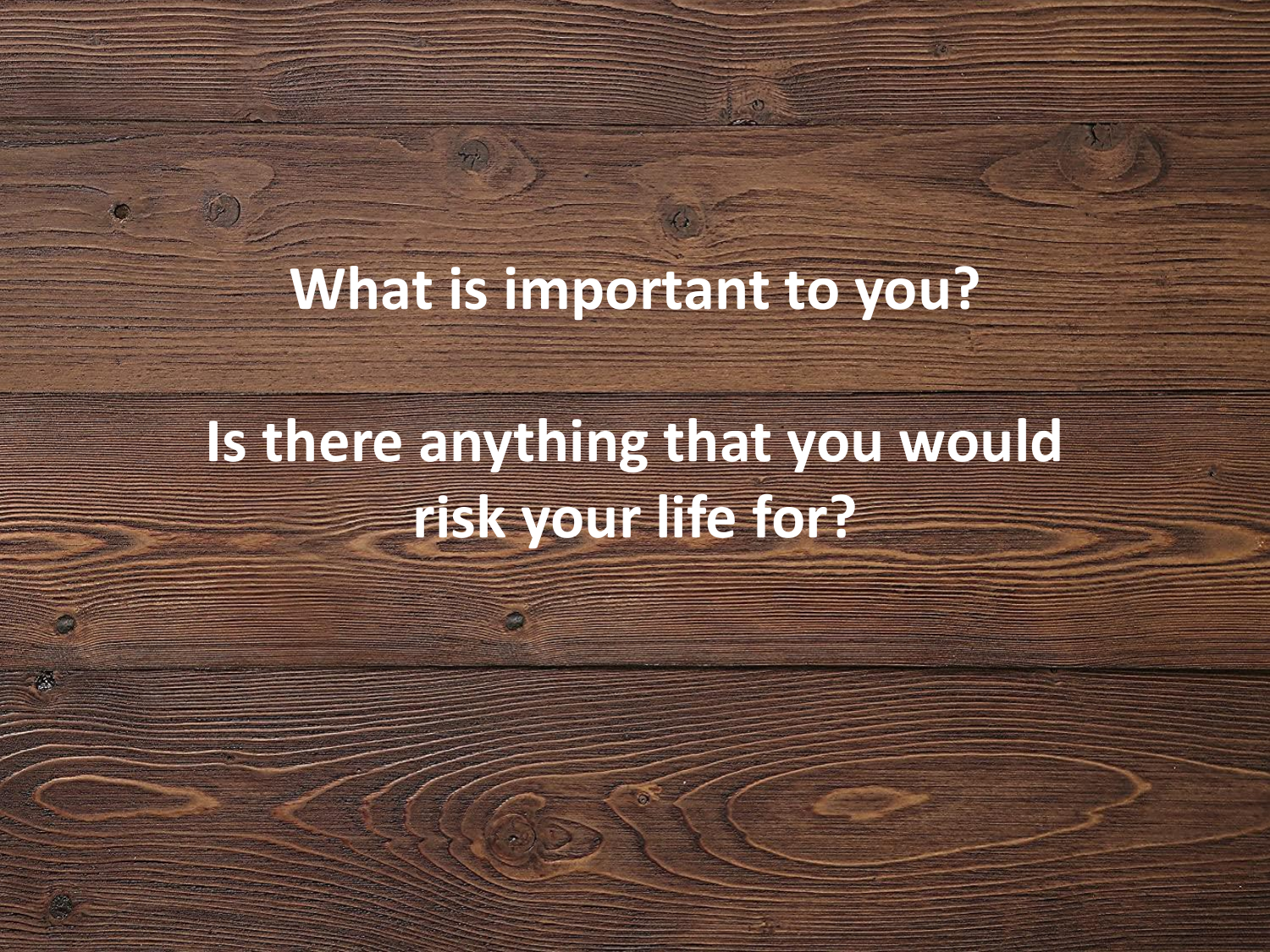**What is important to you?**

**Is there anything that you would risk your life for?**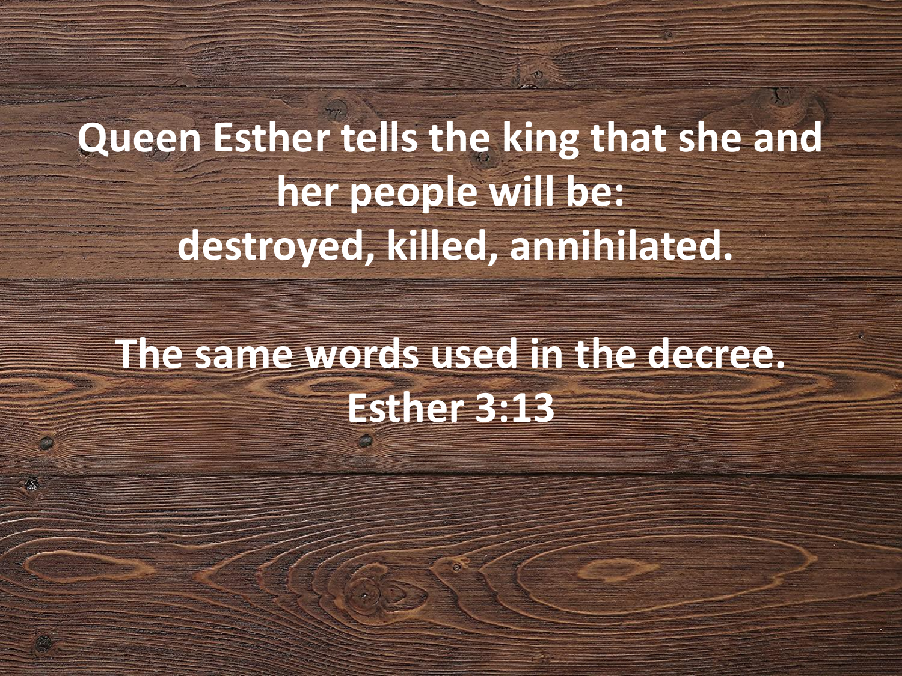**Queen Esther tells the king that she and her people will be:**
**destroyed, killed, annihilated.**

**The same words used in the decree.**
**Esther 3:13**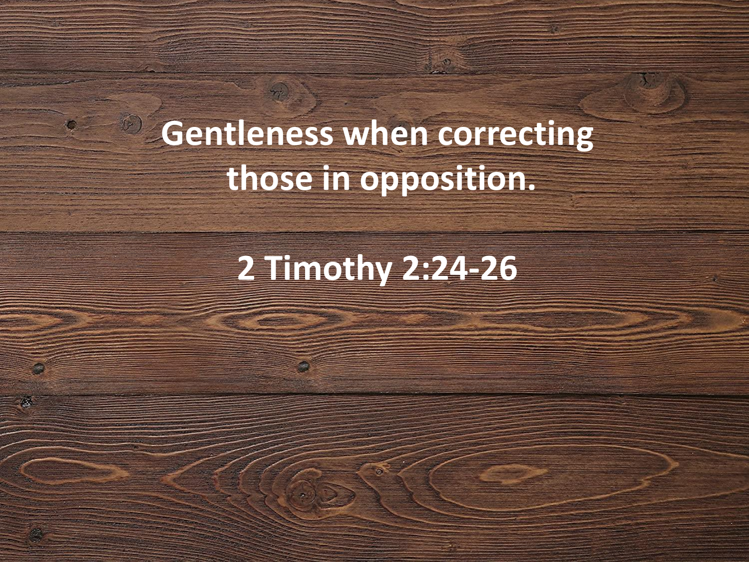**Gentleness when correcting those in opposition.**

**2 Timothy 2:24-26**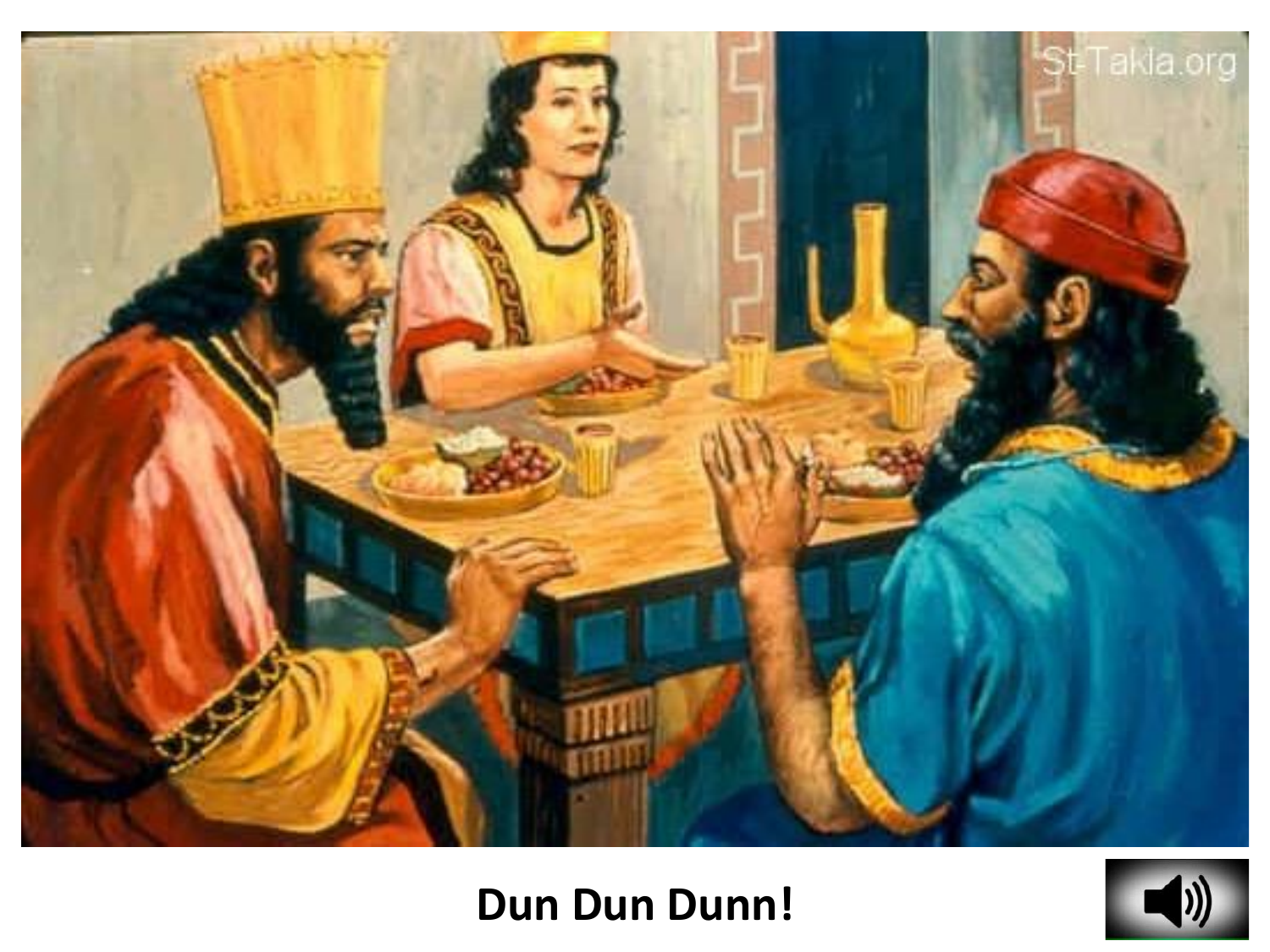Dun Dun Dunn!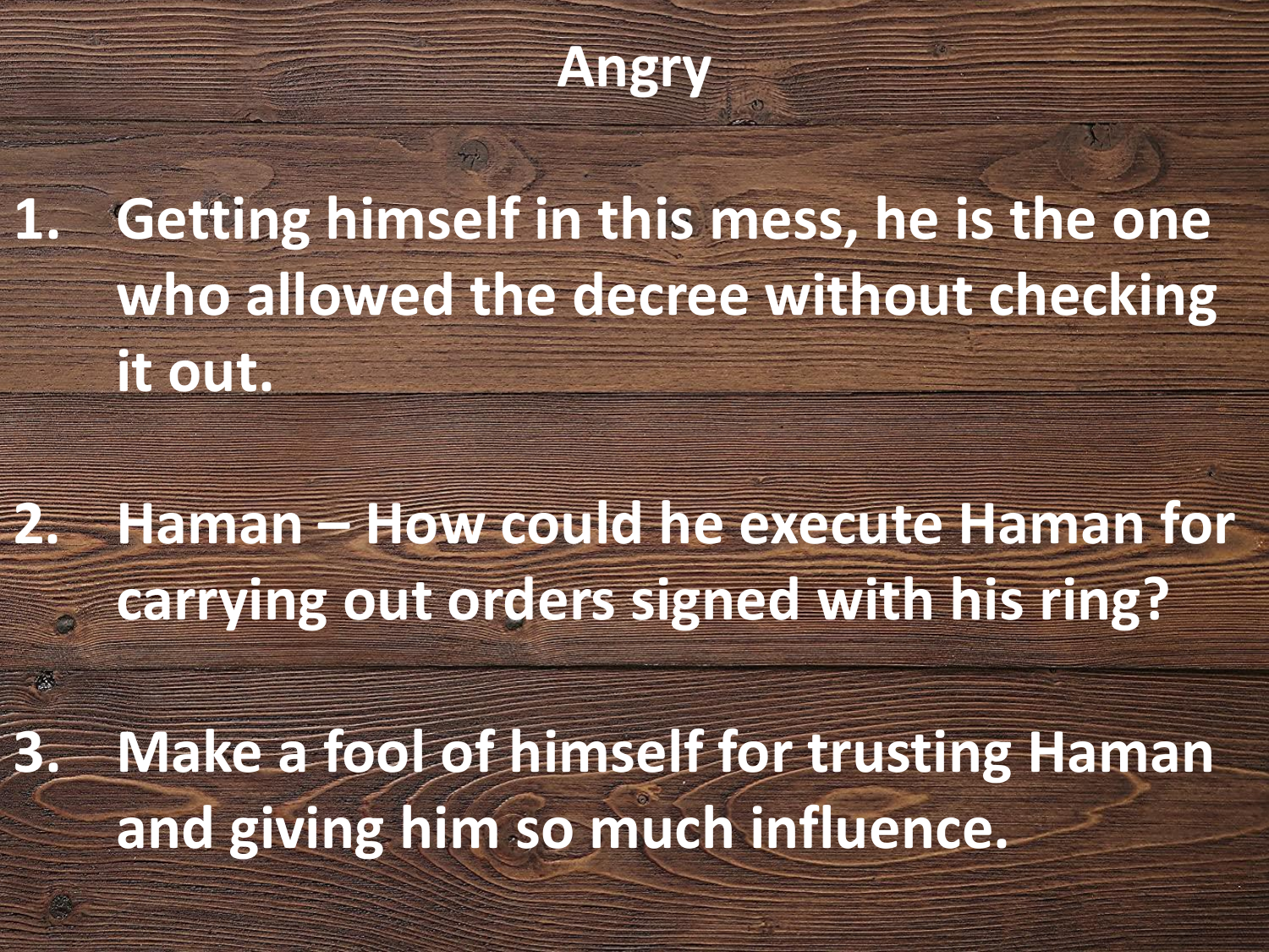# Angry

1. **Getting himself in this mess, he is the one who allowed the decree without checking it out.**

2. **Haman – How could he execute Haman for carrying out orders signed with his ring?**

3. **Make a fool of himself for trusting Haman and giving him so much influence.**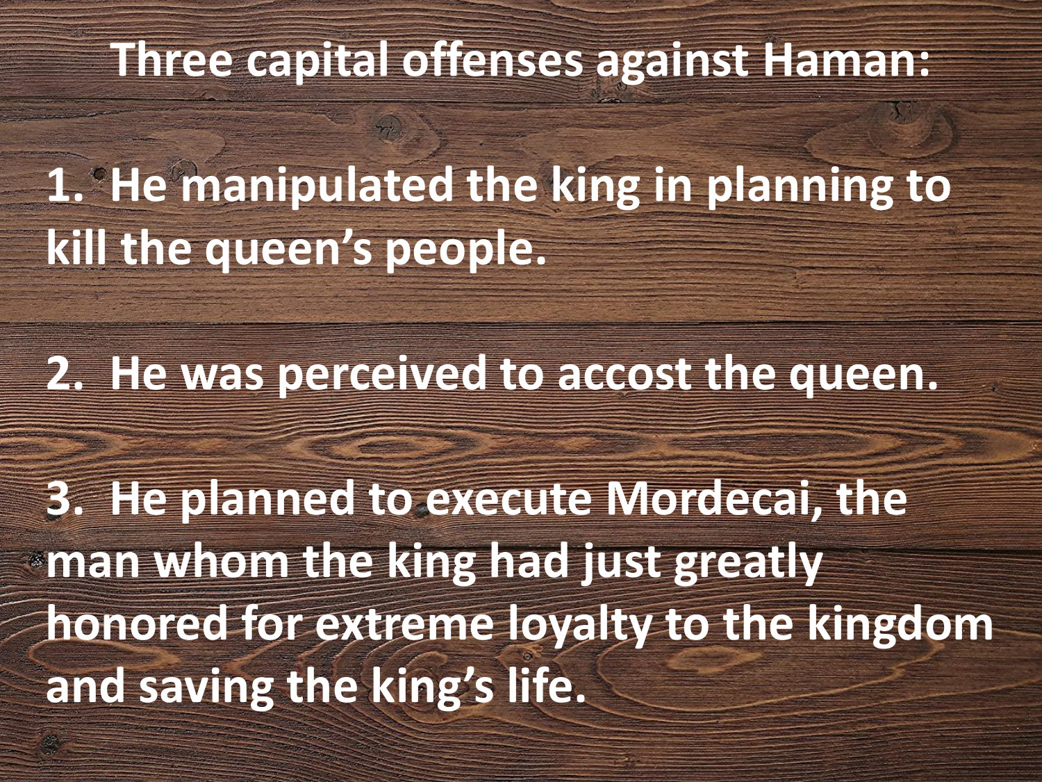# Three capital offenses against Haman:

1. He manipulated the king in planning to kill the queen's people.

2. He was perceived to accost the queen.

3. He planned to execute Mordecai, the man whom the king had just greatly honored for extreme loyalty to the kingdom and saving the king's life.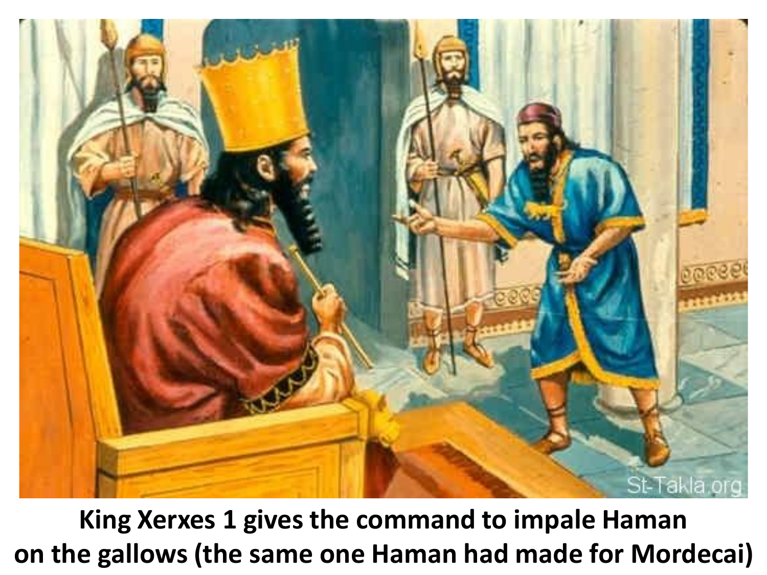**King Xerxes 1 gives the command to impale Haman on the gallows (the same one Haman had made for Mordecai)**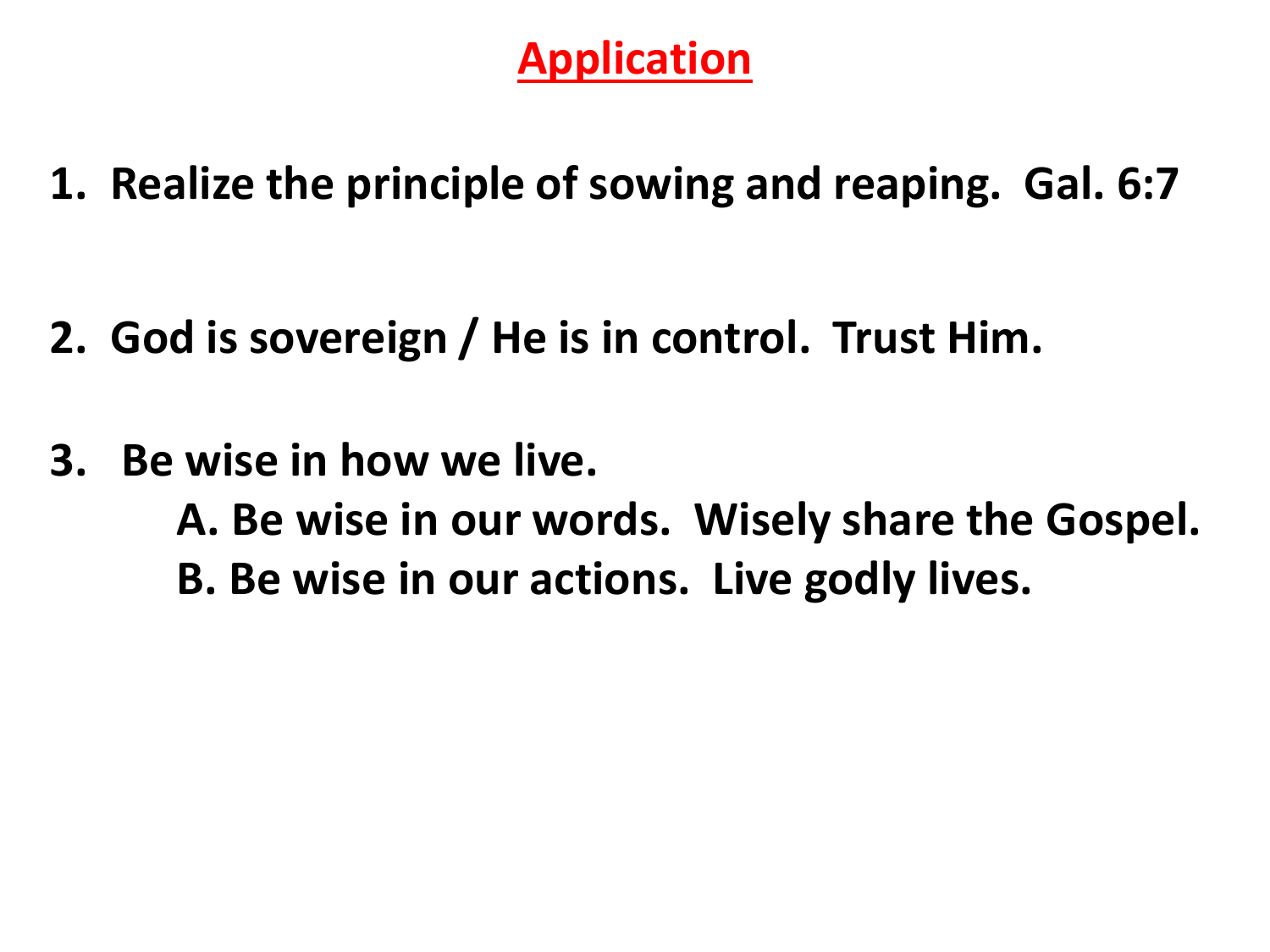# Application

1. Realize the principle of sowing and reaping. Gal. 6:7

2. God is sovereign / He is in control. Trust Him.

3. Be wise in how we live.
   - A. Be wise in our words. Wisely share the Gospel.
   - B. Be wise in our actions. Live godly lives.